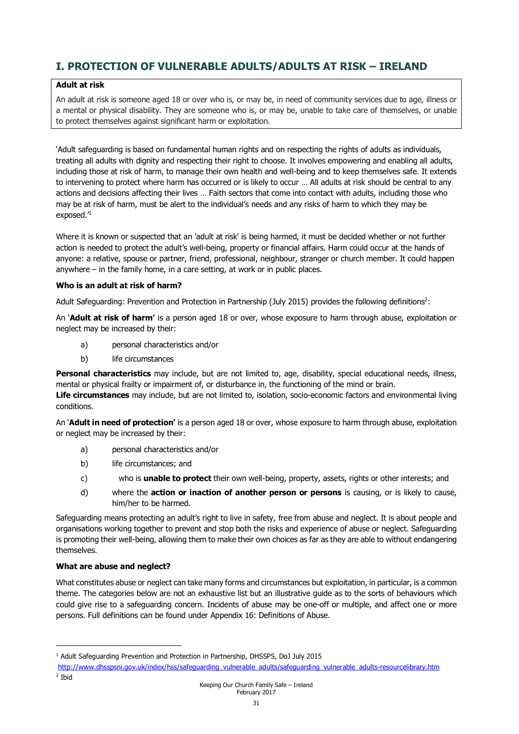## I. PROTECTION OF VULNERABLE ADULTS/ADULTS AT RISK – IRELAND

| **Adult at risk** |
| --- |
| An adult at risk is someone aged 18 or over who is, or may be, in need of community services due to age, illness or a mental or physical disability. They are someone who is, or may be, unable to take care of themselves, or unable to protect themselves against significant harm or exploitation. |

'Adult safeguarding is based on fundamental human rights and on respecting the rights of adults as individuals, treating all adults with dignity and respecting their right to choose. It involves empowering and enabling all adults, including those at risk of harm, to manage their own health and well-being and to keep themselves safe. It extends to intervening to protect where harm has occurred or is likely to occur … All adults at risk should be central to any actions and decisions affecting their lives … Faith sectors that come into contact with adults, including those who may be at risk of harm, must be alert to the individual's needs and any risks of harm to which they may be exposed.'[1]

Where it is known or suspected that an 'adult at risk' is being harmed, it must be decided whether or not further action is needed to protect the adult's well-being, property or financial affairs. Harm could occur at the hands of anyone: a relative, spouse or partner, friend, professional, neighbour, stranger or church member. It could happen anywhere – in the family home, in a care setting, at work or in public places.

**Who is an adult at risk of harm?**

Adult Safeguarding: Prevention and Protection in Partnership (July 2015) provides the following definitions[2]:

An '**Adult at risk of harm'** is a person aged 18 or over, whose exposure to harm through abuse, exploitation or neglect may be increased by their:

a) personal characteristics and/or

b) life circumstances

**Personal characteristics** may include, but are not limited to, age, disability, special educational needs, illness, mental or physical frailty or impairment of, or disturbance in, the functioning of the mind or brain.

**Life circumstances** may include, but are not limited to, isolation, socio-economic factors and environmental living conditions.

An '**Adult in need of protection'** is a person aged 18 or over, whose exposure to harm through abuse, exploitation or neglect may be increased by their:

a) personal characteristics and/or

b) life circumstances; and

c) who is **unable to protect** their own well-being, property, assets, rights or other interests; and

d) where the **action or inaction of another person or persons** is causing, or is likely to cause, him/her to be harmed.

Safeguarding means protecting an adult's right to live in safety, free from abuse and neglect. It is about people and organisations working together to prevent and stop both the risks and experience of abuse or neglect. Safeguarding is promoting their well-being, allowing them to make their own choices as far as they are able to without endangering themselves.

**What are abuse and neglect?**

What constitutes abuse or neglect can take many forms and circumstances but exploitation, in particular, is a common theme. The categories below are not an exhaustive list but an illustrative guide as to the sorts of behaviours which could give rise to a safeguarding concern. Incidents of abuse may be one-off or multiple, and affect one or more persons. Full definitions can be found under Appendix 16: Definitions of Abuse.

---

[1] Adult Safeguarding Prevention and Protection in Partnership, DHSSPS, DoJ July 2015 http://www.dhsspsni.gov.uk/index/hss/safeguarding_vulnerable_adults/safeguarding_vulnerable_adults-resourcelibrary.htm

[2] Ibid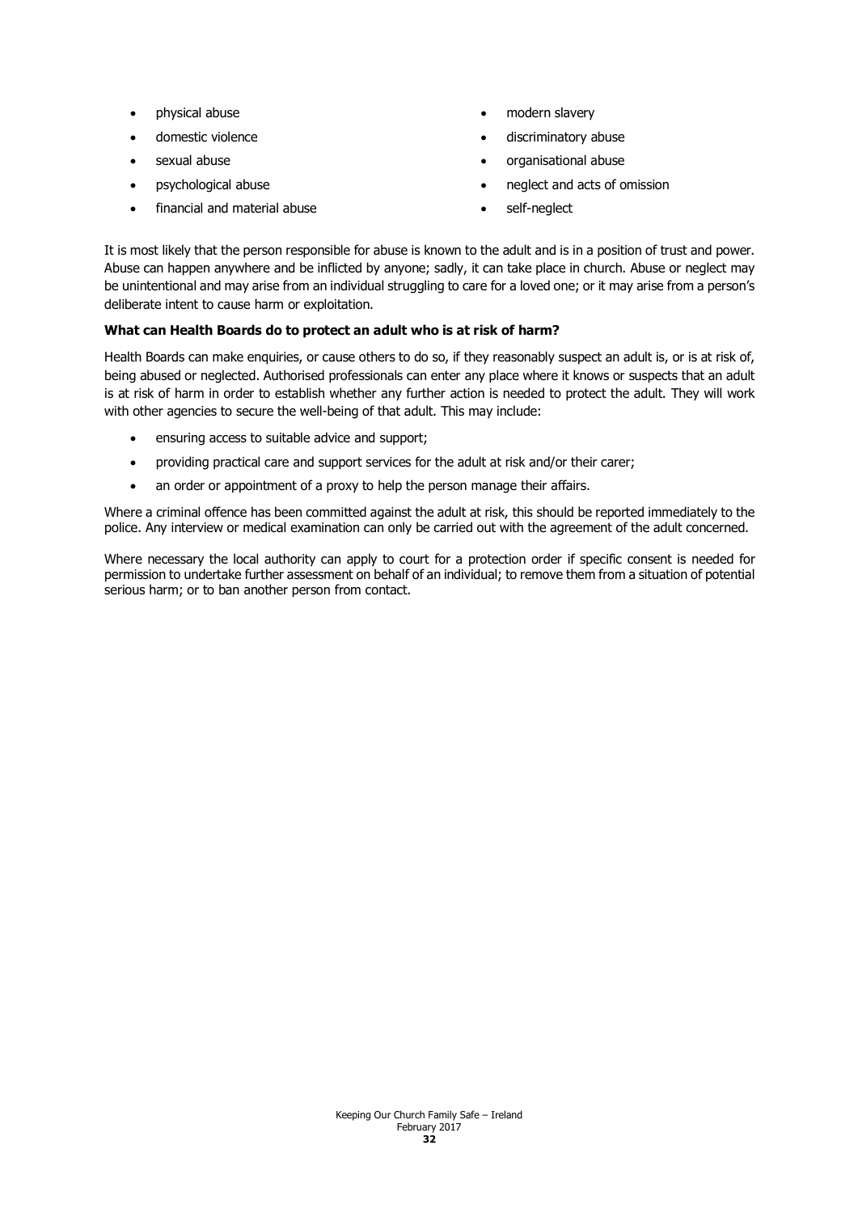- physical abuse
- domestic violence
- sexual abuse
- psychological abuse
- financial and material abuse
- modern slavery
- discriminatory abuse
- organisational abuse
- neglect and acts of omission
- self-neglect

It is most likely that the person responsible for abuse is known to the adult and is in a position of trust and power. Abuse can happen anywhere and be inflicted by anyone; sadly, it can take place in church. Abuse or neglect may be unintentional and may arise from an individual struggling to care for a loved one; or it may arise from a person's deliberate intent to cause harm or exploitation.

**What can Health Boards do to protect an adult who is at risk of harm?**

Health Boards can make enquiries, or cause others to do so, if they reasonably suspect an adult is, or is at risk of, being abused or neglected. Authorised professionals can enter any place where it knows or suspects that an adult is at risk of harm in order to establish whether any further action is needed to protect the adult. They will work with other agencies to secure the well-being of that adult. This may include:

- ensuring access to suitable advice and support;
- providing practical care and support services for the adult at risk and/or their carer;
- an order or appointment of a proxy to help the person manage their affairs.

Where a criminal offence has been committed against the adult at risk, this should be reported immediately to the police. Any interview or medical examination can only be carried out with the agreement of the adult concerned.

Where necessary the local authority can apply to court for a protection order if specific consent is needed for permission to undertake further assessment on behalf of an individual; to remove them from a situation of potential serious harm; or to ban another person from contact.